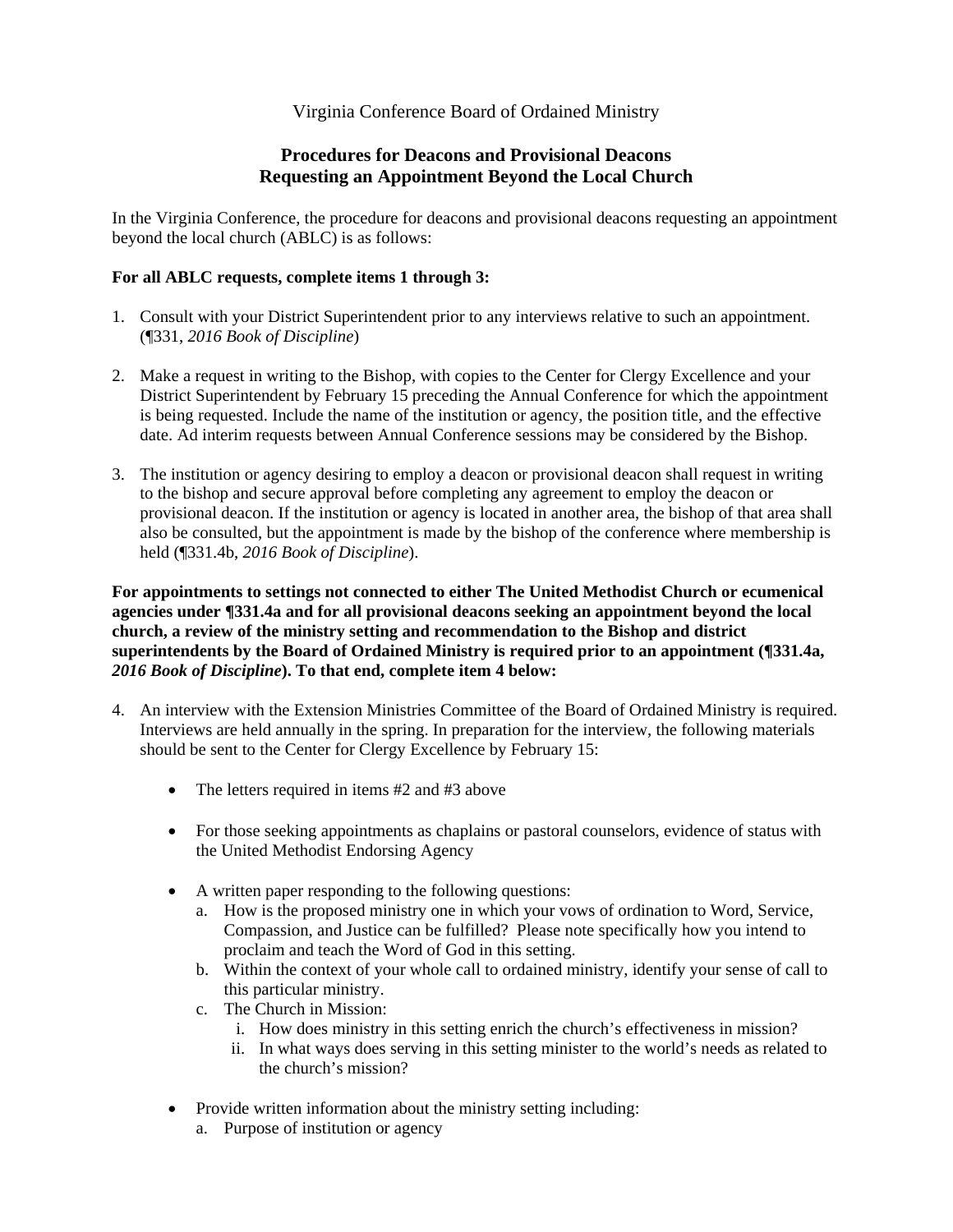Virginia Conference Board of Ordained Ministry

## Procedures for Deacons and Provisional Deacons Requesting an Appointment Beyond the Local Church

In the Virginia Conference, the procedure for deacons and provisional deacons requesting an appointment beyond the local church (ABLC) is as follows:

**For all ABLC requests, complete items 1 through 3:**

1. Consult with your District Superintendent prior to any interviews relative to such an appointment. (¶331, *2016 Book of Discipline*)

2. Make a request in writing to the Bishop, with copies to the Center for Clergy Excellence and your District Superintendent by February 15 preceding the Annual Conference for which the appointment is being requested. Include the name of the institution or agency, the position title, and the effective date. Ad interim requests between Annual Conference sessions may be considered by the Bishop.

3. The institution or agency desiring to employ a deacon or provisional deacon shall request in writing to the bishop and secure approval before completing any agreement to employ the deacon or provisional deacon. If the institution or agency is located in another area, the bishop of that area shall also be consulted, but the appointment is made by the bishop of the conference where membership is held (¶331.4b, *2016 Book of Discipline*).

**For appointments to settings not connected to either The United Methodist Church or ecumenical agencies under ¶331.4a and for all provisional deacons seeking an appointment beyond the local church, a review of the ministry setting and recommendation to the Bishop and district superintendents by the Board of Ordained Ministry is required prior to an appointment (¶331.4a, *2016 Book of Discipline*). To that end, complete item 4 below:**

4. An interview with the Extension Ministries Committee of the Board of Ordained Ministry is required. Interviews are held annually in the spring. In preparation for the interview, the following materials should be sent to the Center for Clergy Excellence by February 15:

   - The letters required in items #2 and #3 above

   - For those seeking appointments as chaplains or pastoral counselors, evidence of status with the United Methodist Endorsing Agency

   - A written paper responding to the following questions:
     a. How is the proposed ministry one in which your vows of ordination to Word, Service, Compassion, and Justice can be fulfilled? Please note specifically how you intend to proclaim and teach the Word of God in this setting.
     b. Within the context of your whole call to ordained ministry, identify your sense of call to this particular ministry.
     c. The Church in Mission:
        i. How does ministry in this setting enrich the church's effectiveness in mission?
        ii. In what ways does serving in this setting minister to the world's needs as related to the church's mission?

   - Provide written information about the ministry setting including:
     a. Purpose of institution or agency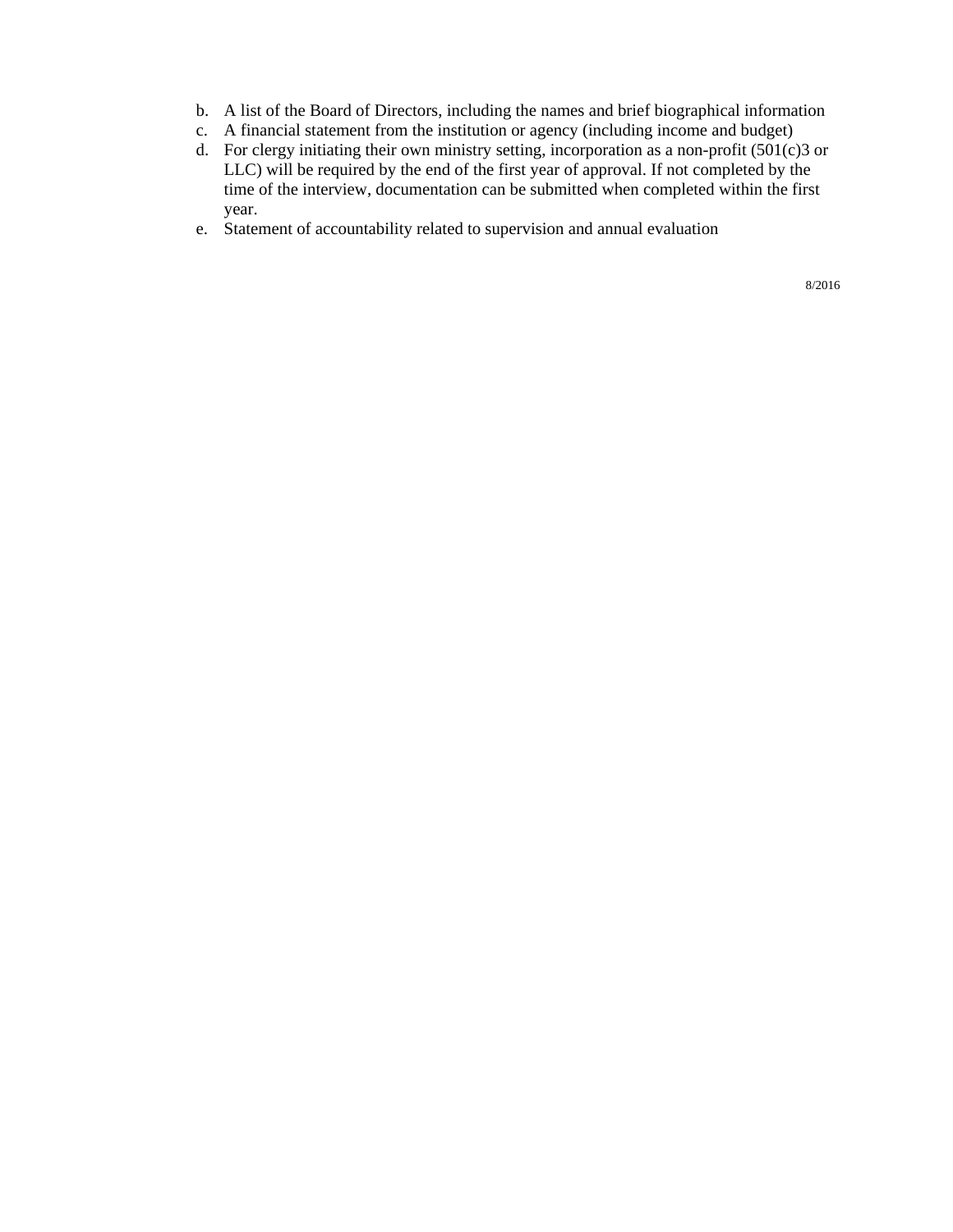b. A list of the Board of Directors, including the names and brief biographical information
c. A financial statement from the institution or agency (including income and budget)
d. For clergy initiating their own ministry setting, incorporation as a non-profit (501(c)3 or LLC) will be required by the end of the first year of approval. If not completed by the time of the interview, documentation can be submitted when completed within the first year.
e. Statement of accountability related to supervision and annual evaluation

8/2016